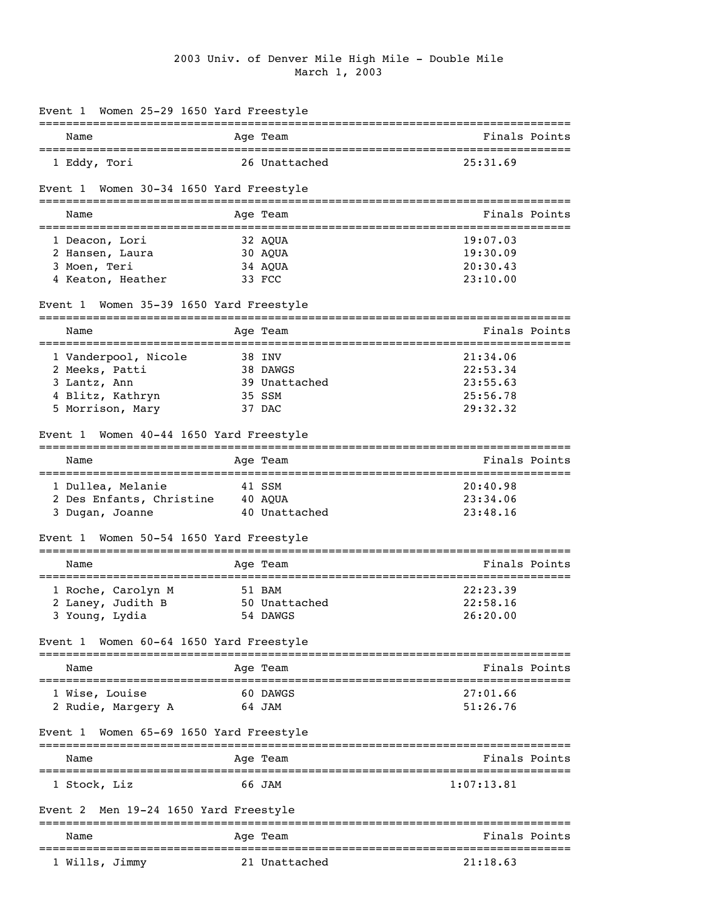# 2003 Univ. of Denver Mile High Mile - Double Mile

March 1, 2003

## Event 1 Women 25-29 1650 Yard Freestyle

| | Name | Age | Team | Finals | Points |
|---|---|---|---|---|---|
| 1 | Eddy, Tori | 26 | Unattached | 25:31.69 | |

## Event 1 Women 30-34 1650 Yard Freestyle

| | Name | Age | Team | Finals | Points |
|---|---|---|---|---|---|
| 1 | Deacon, Lori | 32 | AQUA | 19:07.03 | |
| 2 | Hansen, Laura | 30 | AQUA | 19:30.09 | |
| 3 | Moen, Teri | 34 | AQUA | 20:30.43 | |
| 4 | Keaton, Heather | 33 | FCC | 23:10.00 | |

## Event 1 Women 35-39 1650 Yard Freestyle

| | Name | Age | Team | Finals | Points |
|---|---|---|---|---|---|
| 1 | Vanderpool, Nicole | 38 | INV | 21:34.06 | |
| 2 | Meeks, Patti | 38 | DAWGS | 22:53.34 | |
| 3 | Lantz, Ann | 39 | Unattached | 23:55.63 | |
| 4 | Blitz, Kathryn | 35 | SSM | 25:56.78 | |
| 5 | Morrison, Mary | 37 | DAC | 29:32.32 | |

## Event 1 Women 40-44 1650 Yard Freestyle

| | Name | Age | Team | Finals | Points |
|---|---|---|---|---|---|
| 1 | Dullea, Melanie | 41 | SSM | 20:40.98 | |
| 2 | Des Enfants, Christine | 40 | AQUA | 23:34.06 | |
| 3 | Dugan, Joanne | 40 | Unattached | 23:48.16 | |

## Event 1 Women 50-54 1650 Yard Freestyle

| | Name | Age | Team | Finals | Points |
|---|---|---|---|---|---|
| 1 | Roche, Carolyn M | 51 | BAM | 22:23.39 | |
| 2 | Laney, Judith B | 50 | Unattached | 22:58.16 | |
| 3 | Young, Lydia | 54 | DAWGS | 26:20.00 | |

## Event 1 Women 60-64 1650 Yard Freestyle

| | Name | Age | Team | Finals | Points |
|---|---|---|---|---|---|
| 1 | Wise, Louise | 60 | DAWGS | 27:01.66 | |
| 2 | Rudie, Margery A | 64 | JAM | 51:26.76 | |

## Event 1 Women 65-69 1650 Yard Freestyle

| | Name | Age | Team | Finals | Points |
|---|---|---|---|---|---|
| 1 | Stock, Liz | 66 | JAM | 1:07:13.81 | |

## Event 2 Men 19-24 1650 Yard Freestyle

| | Name | Age | Team | Finals | Points |
|---|---|---|---|---|---|
| 1 | Wills, Jimmy | 21 | Unattached | 21:18.63 | |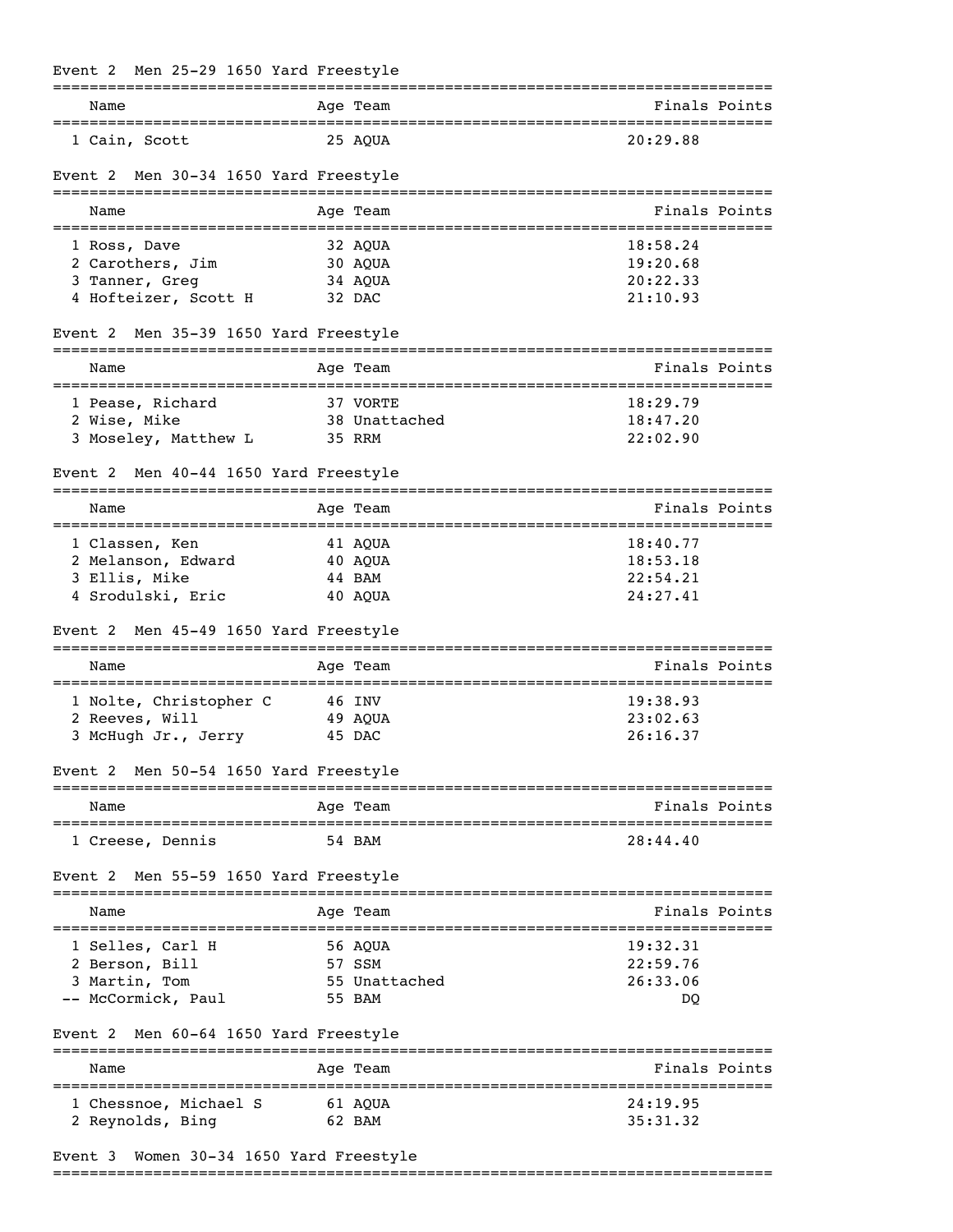## Event 2 Men 25-29 1650 Yard Freestyle

| | Name | Age | Team | Finals | Points |
|---|---|---|---|---|---|
| 1 | Cain, Scott | 25 | AQUA | 20:29.88 | |

## Event 2 Men 30-34 1650 Yard Freestyle

| | Name | Age | Team | Finals | Points |
|---|---|---|---|---|---|
| 1 | Ross, Dave | 32 | AQUA | 18:58.24 | |
| 2 | Carothers, Jim | 30 | AQUA | 19:20.68 | |
| 3 | Tanner, Greg | 34 | AQUA | 20:22.33 | |
| 4 | Hofteizer, Scott H | 32 | DAC | 21:10.93 | |

## Event 2 Men 35-39 1650 Yard Freestyle

| | Name | Age | Team | Finals | Points |
|---|---|---|---|---|---|
| 1 | Pease, Richard | 37 | VORTE | 18:29.79 | |
| 2 | Wise, Mike | 38 | Unattached | 18:47.20 | |
| 3 | Moseley, Matthew L | 35 | RRM | 22:02.90 | |

## Event 2 Men 40-44 1650 Yard Freestyle

| | Name | Age | Team | Finals | Points |
|---|---|---|---|---|---|
| 1 | Classen, Ken | 41 | AQUA | 18:40.77 | |
| 2 | Melanson, Edward | 40 | AQUA | 18:53.18 | |
| 3 | Ellis, Mike | 44 | BAM | 22:54.21 | |
| 4 | Srodulski, Eric | 40 | AQUA | 24:27.41 | |

## Event 2 Men 45-49 1650 Yard Freestyle

| | Name | Age | Team | Finals | Points |
|---|---|---|---|---|---|
| 1 | Nolte, Christopher C | 46 | INV | 19:38.93 | |
| 2 | Reeves, Will | 49 | AQUA | 23:02.63 | |
| 3 | McHugh Jr., Jerry | 45 | DAC | 26:16.37 | |

## Event 2 Men 50-54 1650 Yard Freestyle

| | Name | Age | Team | Finals | Points |
|---|---|---|---|---|---|
| 1 | Creese, Dennis | 54 | BAM | 28:44.40 | |

## Event 2 Men 55-59 1650 Yard Freestyle

| | Name | Age | Team | Finals | Points |
|---|---|---|---|---|---|
| 1 | Selles, Carl H | 56 | AQUA | 19:32.31 | |
| 2 | Berson, Bill | 57 | SSM | 22:59.76 | |
| 3 | Martin, Tom | 55 | Unattached | 26:33.06 | |
| -- | McCormick, Paul | 55 | BAM | DQ | |

## Event 2 Men 60-64 1650 Yard Freestyle

| | Name | Age | Team | Finals | Points |
|---|---|---|---|---|---|
| 1 | Chessnoe, Michael S | 61 | AQUA | 24:19.95 | |
| 2 | Reynolds, Bing | 62 | BAM | 35:31.32 | |

## Event 3 Women 30-34 1650 Yard Freestyle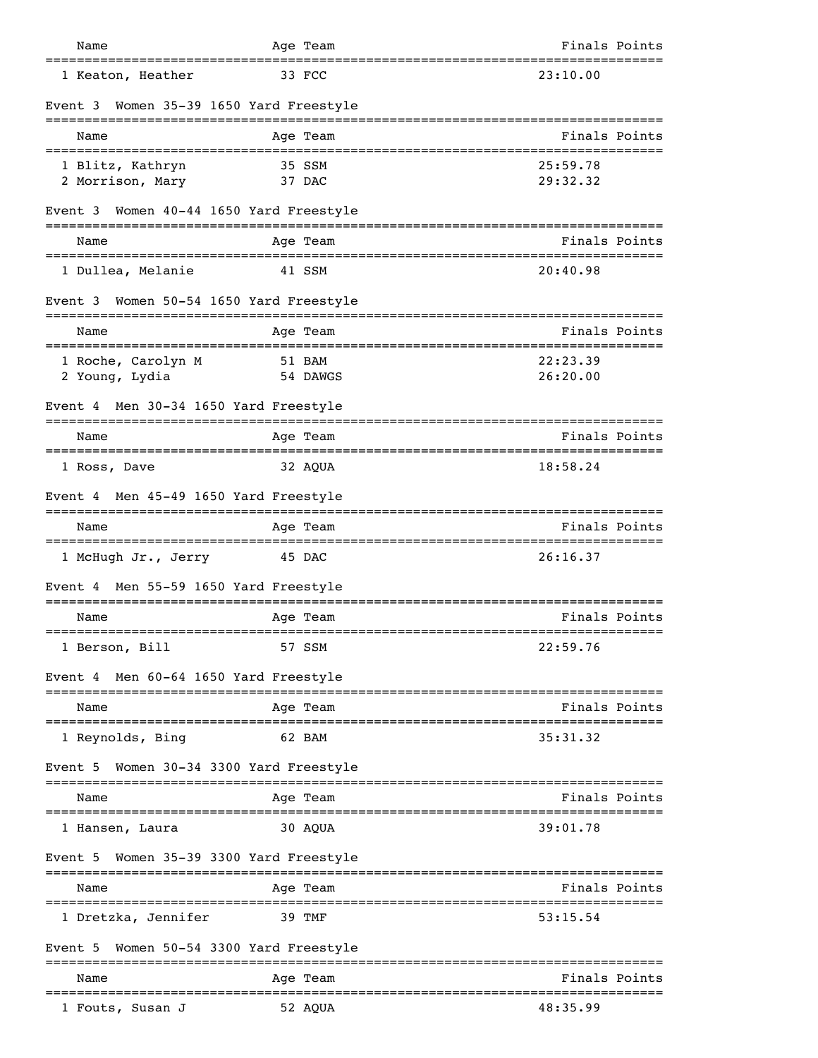| Name | Age | Team | Finals | Points |
|---|---|---|---|---|
| 1 Keaton, Heather | 33 | FCC | 23:10.00 | |

### Event 3 Women 35-39 1650 Yard Freestyle

| Name | Age | Team | Finals | Points |
|---|---|---|---|---|
| 1 Blitz, Kathryn | 35 | SSM | 25:59.78 | |
| 2 Morrison, Mary | 37 | DAC | 29:32.32 | |

### Event 3 Women 40-44 1650 Yard Freestyle

| Name | Age | Team | Finals | Points |
|---|---|---|---|---|
| 1 Dullea, Melanie | 41 | SSM | 20:40.98 | |

### Event 3 Women 50-54 1650 Yard Freestyle

| Name | Age | Team | Finals | Points |
|---|---|---|---|---|
| 1 Roche, Carolyn M | 51 | BAM | 22:23.39 | |
| 2 Young, Lydia | 54 | DAWGS | 26:20.00 | |

### Event 4 Men 30-34 1650 Yard Freestyle

| Name | Age | Team | Finals | Points |
|---|---|---|---|---|
| 1 Ross, Dave | 32 | AQUA | 18:58.24 | |

### Event 4 Men 45-49 1650 Yard Freestyle

| Name | Age | Team | Finals | Points |
|---|---|---|---|---|
| 1 McHugh Jr., Jerry | 45 | DAC | 26:16.37 | |

### Event 4 Men 55-59 1650 Yard Freestyle

| Name | Age | Team | Finals | Points |
|---|---|---|---|---|
| 1 Berson, Bill | 57 | SSM | 22:59.76 | |

### Event 4 Men 60-64 1650 Yard Freestyle

| Name | Age | Team | Finals | Points |
|---|---|---|---|---|
| 1 Reynolds, Bing | 62 | BAM | 35:31.32 | |

### Event 5 Women 30-34 3300 Yard Freestyle

| Name | Age | Team | Finals | Points |
|---|---|---|---|---|
| 1 Hansen, Laura | 30 | AQUA | 39:01.78 | |

### Event 5 Women 35-39 3300 Yard Freestyle

| Name | Age | Team | Finals | Points |
|---|---|---|---|---|
| 1 Dretzka, Jennifer | 39 | TMF | 53:15.54 | |

### Event 5 Women 50-54 3300 Yard Freestyle

| Name | Age | Team | Finals | Points |
|---|---|---|---|---|
| 1 Fouts, Susan J | 52 | AQUA | 48:35.99 | |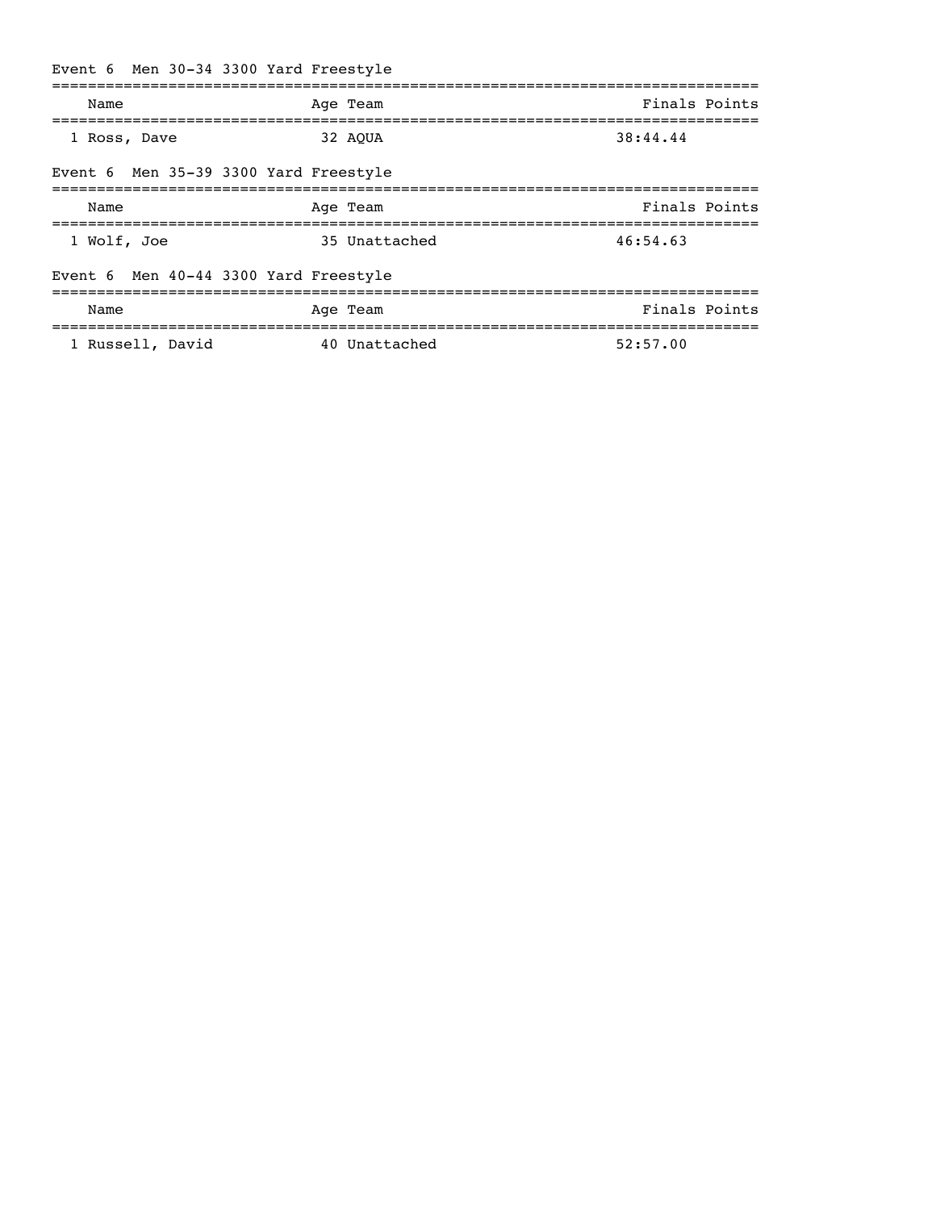Event 6  Men 30-34 3300 Yard Freestyle

| | Name | Age | Team | Finals | Points |
|---|---|---|---|---|---|
| 1 | Ross, Dave | 32 | AQUA | 38:44.44 | |

Event 6  Men 35-39 3300 Yard Freestyle

| | Name | Age | Team | Finals | Points |
|---|---|---|---|---|---|
| 1 | Wolf, Joe | 35 | Unattached | 46:54.63 | |

Event 6  Men 40-44 3300 Yard Freestyle

| | Name | Age | Team | Finals | Points |
|---|---|---|---|---|---|
| 1 | Russell, David | 40 | Unattached | 52:57.00 | |